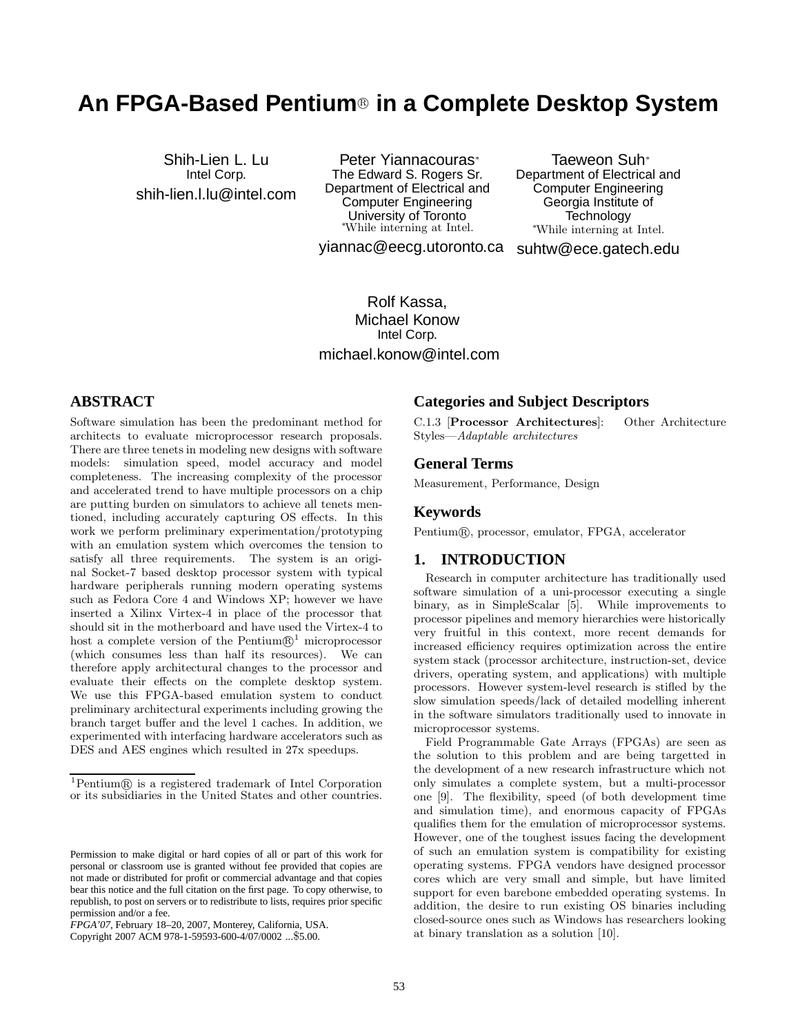# An FPGA-Based Pentium® in a Complete Desktop System

Shih-Lien L. Lu
Intel Corp.
shih-lien.l.lu@intel.com

Peter Yiannacouras*
The Edward S. Rogers Sr. Department of Electrical and Computer Engineering
University of Toronto
*While interning at Intel.
yiannac@eecg.utoronto.ca

Taeweon Suh*
Department of Electrical and Computer Engineering
Georgia Institute of Technology
*While interning at Intel.
suhtw@ece.gatech.edu

Rolf Kassa, Michael Konow
Intel Corp.
michael.konow@intel.com

## ABSTRACT

Software simulation has been the predominant method for architects to evaluate microprocessor research proposals. There are three tenets in modeling new designs with software models: simulation speed, model accuracy and model completeness. The increasing complexity of the processor and accelerated trend to have multiple processors on a chip are putting burden on simulators to achieve all tenets mentioned, including accurately capturing OS effects. In this work we perform preliminary experimentation/prototyping with an emulation system which overcomes the tension to satisfy all three requirements. The system is an original Socket-7 based desktop processor system with typical hardware peripherals running modern operating systems such as Fedora Core 4 and Windows XP; however we have inserted a Xilinx Virtex-4 in place of the processor that should sit in the motherboard and have used the Virtex-4 to host a complete version of the Pentium®[1] microprocessor (which consumes less than half its resources). We can therefore apply architectural changes to the processor and evaluate their effects on the complete desktop system. We use this FPGA-based emulation system to conduct preliminary architectural experiments including growing the branch target buffer and the level 1 caches. In addition, we experimented with interfacing hardware accelerators such as DES and AES engines which resulted in 27x speedups.

[1]Pentium® is a registered trademark of Intel Corporation or its subsidiaries in the United States and other countries.

Permission to make digital or hard copies of all or part of this work for personal or classroom use is granted without fee provided that copies are not made or distributed for profit or commercial advantage and that copies bear this notice and the full citation on the first page. To copy otherwise, to republish, to post on servers or to redistribute to lists, requires prior specific permission and/or a fee.
*FPGA'07,* February 18–20, 2007, Monterey, California, USA.
Copyright 2007 ACM 978-1-59593-600-4/07/0002 ...$5.00.

## Categories and Subject Descriptors

C.1.3 [**Processor Architectures**]: Other Architecture Styles—*Adaptable architectures*

## General Terms

Measurement, Performance, Design

## Keywords

Pentium®, processor, emulator, FPGA, accelerator

## 1. INTRODUCTION

Research in computer architecture has traditionally used software simulation of a uni-processor executing a single binary, as in SimpleScalar [5]. While improvements to processor pipelines and memory hierarchies were historically very fruitful in this context, more recent demands for increased efficiency requires optimization across the entire system stack (processor architecture, instruction-set, device drivers, operating system, and applications) with multiple processors. However system-level research is stifled by the slow simulation speeds/lack of detailed modelling inherent in the software simulators traditionally used to innovate in microprocessor systems.

Field Programmable Gate Arrays (FPGAs) are seen as the solution to this problem and are being targetted in the development of a new research infrastructure which not only simulates a complete system, but a multi-processor one [9]. The flexibility, speed (of both development time and simulation time), and enormous capacity of FPGAs qualifies them for the emulation of microprocessor systems. However, one of the toughest issues facing the development of such an emulation system is compatibility for existing operating systems. FPGA vendors have designed processor cores which are very small and simple, but have limited support for even barebone embedded operating systems. In addition, the desire to run existing OS binaries including closed-source ones such as Windows has researchers looking at binary translation as a solution [10].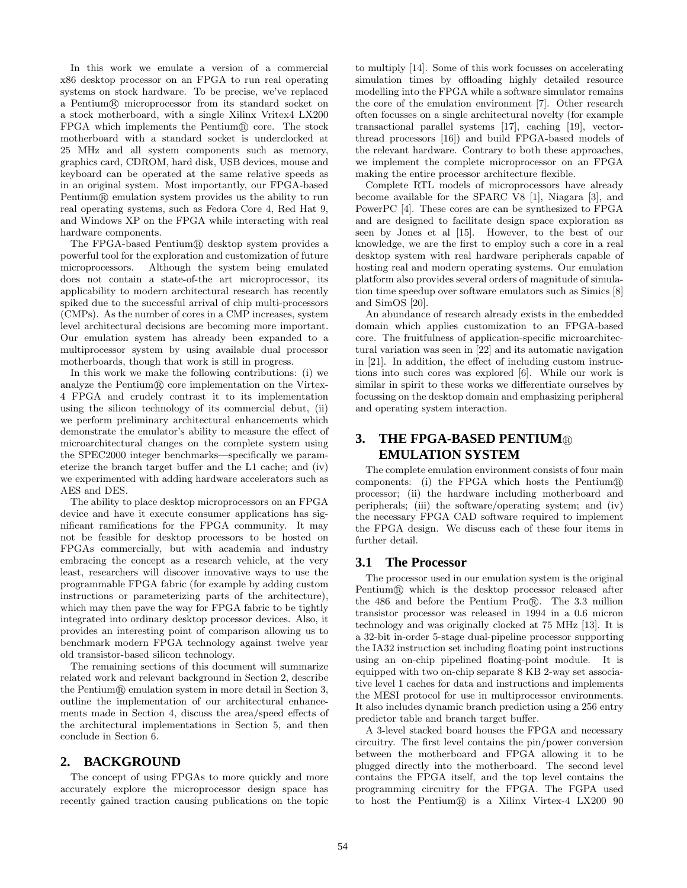In this work we emulate a version of a commercial x86 desktop processor on an FPGA to run real operating systems on stock hardware. To be precise, we've replaced a Pentium® microprocessor from its standard socket on a stock motherboard, with a single Xilinx Vritex4 LX200 FPGA which implements the Pentium® core. The stock motherboard with a standard socket is underclocked at 25 MHz and all system components such as memory, graphics card, CDROM, hard disk, USB devices, mouse and keyboard can be operated at the same relative speeds as in an original system. Most importantly, our FPGA-based Pentium® emulation system provides us the ability to run real operating systems, such as Fedora Core 4, Red Hat 9, and Windows XP on the FPGA while interacting with real hardware components.

The FPGA-based Pentium® desktop system provides a powerful tool for the exploration and customization of future microprocessors. Although the system being emulated does not contain a state-of-the art microprocessor, its applicability to modern architectural research has recently spiked due to the successful arrival of chip multi-processors (CMPs). As the number of cores in a CMP increases, system level architectural decisions are becoming more important. Our emulation system has already been expanded to a multiprocessor system by using available dual processor motherboards, though that work is still in progress.

In this work we make the following contributions: (i) we analyze the Pentium® core implementation on the Virtex-4 FPGA and crudely contrast it to its implementation using the silicon technology of its commercial debut, (ii) we perform preliminary architectural enhancements which demonstrate the emulator's ability to measure the effect of microarchitectural changes on the complete system using the SPEC2000 integer benchmarks—specifically we parameterize the branch target buffer and the L1 cache; and (iv) we experimented with adding hardware accelerators such as AES and DES.

The ability to place desktop microprocessors on an FPGA device and have it execute consumer applications has significant ramifications for the FPGA community. It may not be feasible for desktop processors to be hosted on FPGAs commercially, but with academia and industry embracing the concept as a research vehicle, at the very least, researchers will discover innovative ways to use the programmable FPGA fabric (for example by adding custom instructions or parameterizing parts of the architecture), which may then pave the way for FPGA fabric to be tightly integrated into ordinary desktop processor devices. Also, it provides an interesting point of comparison allowing us to benchmark modern FPGA technology against twelve year old transistor-based silicon technology.

The remaining sections of this document will summarize related work and relevant background in Section 2, describe the Pentium® emulation system in more detail in Section 3, outline the implementation of our architectural enhancements made in Section 4, discuss the area/speed effects of the architectural implementations in Section 5, and then conclude in Section 6.

## 2. BACKGROUND

The concept of using FPGAs to more quickly and more accurately explore the microprocessor design space has recently gained traction causing publications on the topic to multiply [14]. Some of this work focusses on accelerating simulation times by offloading highly detailed resource modelling into the FPGA while a software simulator remains the core of the emulation environment [7]. Other research often focusses on a single architectural novelty (for example transactional parallel systems [17], caching [19], vector-thread processors [16]) and build FPGA-based models of the relevant hardware. Contrary to both these approaches, we implement the complete microprocessor on an FPGA making the entire processor architecture flexible.

Complete RTL models of microprocessors have already become available for the SPARC V8 [1], Niagara [3], and PowerPC [4]. These cores are can be synthesized to FPGA and are designed to facilitate design space exploration as seen by Jones et al [15]. However, to the best of our knowledge, we are the first to employ such a core in a real desktop system with real hardware peripherals capable of hosting real and modern operating systems. Our emulation platform also provides several orders of magnitude of simulation time speedup over software emulators such as Simics [8] and SimOS [20].

An abundance of research already exists in the embedded domain which applies customization to an FPGA-based core. The fruitfulness of application-specific microarchitectural variation was seen in [22] and its automatic navigation in [21]. In addition, the effect of including custom instructions into such cores was explored [6]. While our work is similar in spirit to these works we differentiate ourselves by focussing on the desktop domain and emphasizing peripheral and operating system interaction.

## 3. THE FPGA-BASED PENTIUM® EMULATION SYSTEM

The complete emulation environment consists of four main components: (i) the FPGA which hosts the Pentium® processor; (ii) the hardware including motherboard and peripherals; (iii) the software/operating system; and (iv) the necessary FPGA CAD software required to implement the FPGA design. We discuss each of these four items in further detail.

### 3.1 The Processor

The processor used in our emulation system is the original Pentium® which is the desktop processor released after the 486 and before the Pentium Pro®. The 3.3 million transistor processor was released in 1994 in a 0.6 micron technology and was originally clocked at 75 MHz [13]. It is a 32-bit in-order 5-stage dual-pipeline processor supporting the IA32 instruction set including floating point instructions using an on-chip pipelined floating-point module. It is equipped with two on-chip separate 8 KB 2-way set associative level 1 caches for data and instructions and implements the MESI protocol for use in multiprocessor environments. It also includes dynamic branch prediction using a 256 entry predictor table and branch target buffer.

A 3-level stacked board houses the FPGA and necessary circuitry. The first level contains the pin/power conversion between the motherboard and FPGA allowing it to be plugged directly into the motherboard. The second level contains the FPGA itself, and the top level contains the programming circuitry for the FPGA. The FGPA used to host the Pentium® is a Xilinx Virtex-4 LX200 90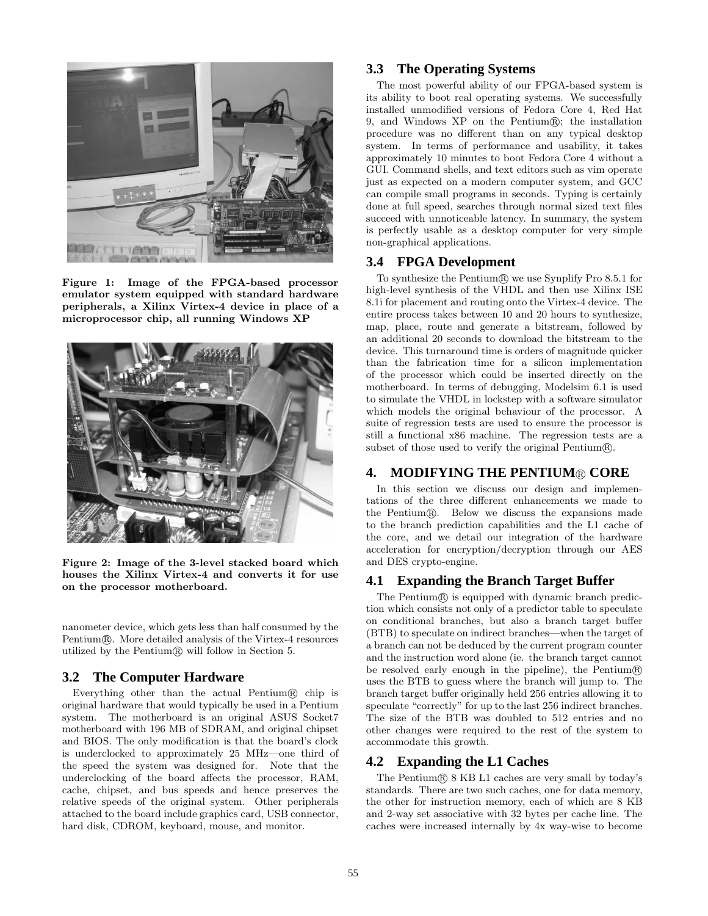Figure 1: Image of the FPGA-based processor emulator system equipped with standard hardware peripherals, a Xilinx Virtex-4 device in place of a microprocessor chip, all running Windows XP

Figure 2: Image of the 3-level stacked board which houses the Xilinx Virtex-4 and converts it for use on the processor motherboard.

nanometer device, which gets less than half consumed by the Pentium®. More detailed analysis of the Virtex-4 resources utilized by the Pentium® will follow in Section 5.

## 3.2 The Computer Hardware

Everything other than the actual Pentium® chip is original hardware that would typically be used in a Pentium system. The motherboard is an original ASUS Socket7 motherboard with 196 MB of SDRAM, and original chipset and BIOS. The only modification is that the board's clock is underclocked to approximately 25 MHz—one third of the speed the system was designed for. Note that the underclocking of the board affects the processor, RAM, cache, chipset, and bus speeds and hence preserves the relative speeds of the original system. Other peripherals attached to the board include graphics card, USB connector, hard disk, CDROM, keyboard, mouse, and monitor.

## 3.3 The Operating Systems

The most powerful ability of our FPGA-based system is its ability to boot real operating systems. We successfully installed unmodified versions of Fedora Core 4, Red Hat 9, and Windows XP on the Pentium®; the installation procedure was no different than on any typical desktop system. In terms of performance and usability, it takes approximately 10 minutes to boot Fedora Core 4 without a GUI. Command shells, and text editors such as vim operate just as expected on a modern computer system, and GCC can compile small programs in seconds. Typing is certainly done at full speed, searches through normal sized text files succeed with unnoticeable latency. In summary, the system is perfectly usable as a desktop computer for very simple non-graphical applications.

## 3.4 FPGA Development

To synthesize the Pentium® we use Synplify Pro 8.5.1 for high-level synthesis of the VHDL and then use Xilinx ISE 8.1i for placement and routing onto the Virtex-4 device. The entire process takes between 10 and 20 hours to synthesize, map, place, route and generate a bitstream, followed by an additional 20 seconds to download the bitstream to the device. This turnaround time is orders of magnitude quicker than the fabrication time for a silicon implementation of the processor which could be inserted directly on the motherboard. In terms of debugging, Modelsim 6.1 is used to simulate the VHDL in lockstep with a software simulator which models the original behaviour of the processor. A suite of regression tests are used to ensure the processor is still a functional x86 machine. The regression tests are a subset of those used to verify the original Pentium®.

# 4. MODIFYING THE PENTIUM® CORE

In this section we discuss our design and implementations of the three different enhancements we made to the Pentium®. Below we discuss the expansions made to the branch prediction capabilities and the L1 cache of the core, and we detail our integration of the hardware acceleration for encryption/decryption through our AES and DES crypto-engine.

## 4.1 Expanding the Branch Target Buffer

The Pentium® is equipped with dynamic branch prediction which consists not only of a predictor table to speculate on conditional branches, but also a branch target buffer (BTB) to speculate on indirect branches—when the target of a branch can not be deduced by the current program counter and the instruction word alone (ie. the branch target cannot be resolved early enough in the pipeline), the Pentium® uses the BTB to guess where the branch will jump to. The branch target buffer originally held 256 entries allowing it to speculate "correctly" for up to the last 256 indirect branches. The size of the BTB was doubled to 512 entries and no other changes were required to the rest of the system to accommodate this growth.

## 4.2 Expanding the L1 Caches

The Pentium® 8 KB L1 caches are very small by today's standards. There are two such caches, one for data memory, the other for instruction memory, each of which are 8 KB and 2-way set associative with 32 bytes per cache line. The caches were increased internally by 4x way-wise to become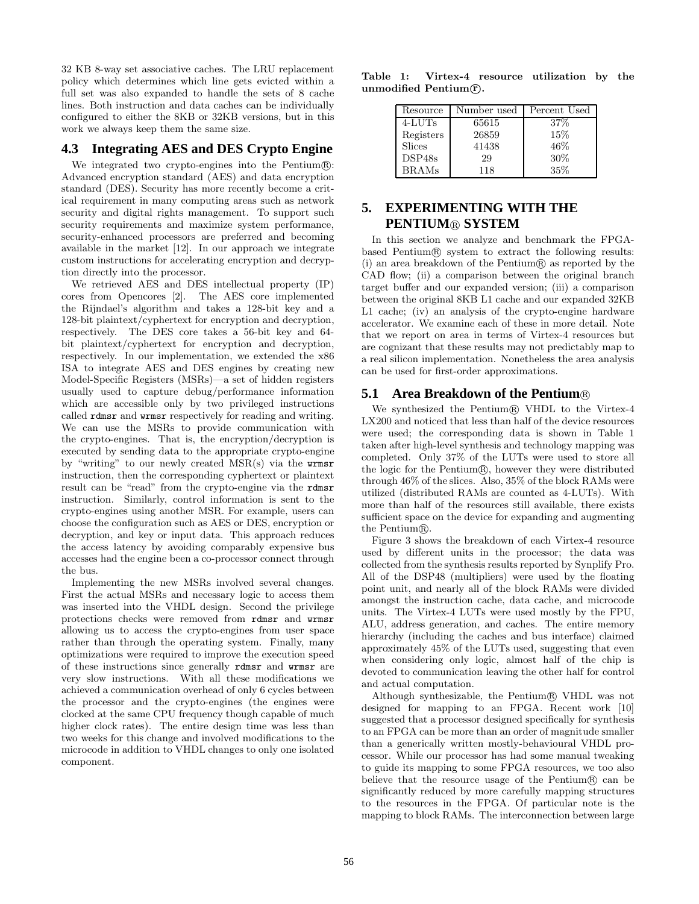32 KB 8-way set associative caches. The LRU replacement policy which determines which line gets evicted within a full set was also expanded to handle the sets of 8 cache lines. Both instruction and data caches can be individually configured to either the 8KB or 32KB versions, but in this work we always keep them the same size.

### 4.3 Integrating AES and DES Crypto Engine

We integrated two crypto-engines into the Pentium®: Advanced encryption standard (AES) and data encryption standard (DES). Security has more recently become a critical requirement in many computing areas such as network security and digital rights management. To support such security requirements and maximize system performance, security-enhanced processors are preferred and becoming available in the market [12]. In our approach we integrate custom instructions for accelerating encryption and decryption directly into the processor.

We retrieved AES and DES intellectual property (IP) cores from Opencores [2]. The AES core implemented the Rijndael's algorithm and takes a 128-bit key and a 128-bit plaintext/cyphertext for encryption and decryption, respectively. The DES core takes a 56-bit key and 64-bit plaintext/cyphertext for encryption and decryption, respectively. In our implementation, we extended the x86 ISA to integrate AES and DES engines by creating new Model-Specific Registers (MSRs)—a set of hidden registers usually used to capture debug/performance information which are accessible only by two privileged instructions called `rdmsr` and `wrmsr` respectively for reading and writing. We can use the MSRs to provide communication with the crypto-engines. That is, the encryption/decryption is executed by sending data to the appropriate crypto-engine by "writing" to our newly created MSR(s) via the `wrmsr` instruction, then the corresponding cyphertext or plaintext result can be "read" from the crypto-engine via the `rdmsr` instruction. Similarly, control information is sent to the crypto-engines using another MSR. For example, users can choose the configuration such as AES or DES, encryption or decryption, and key or input data. This approach reduces the access latency by avoiding comparably expensive bus accesses had the engine been a co-processor connect through the bus.

Implementing the new MSRs involved several changes. First the actual MSRs and necessary logic to access them was inserted into the VHDL design. Second the privilege protections checks were removed from `rdmsr` and `wrmsr` allowing us to access the crypto-engines from user space rather than through the operating system. Finally, many optimizations were required to improve the execution speed of these instructions since generally `rdmsr` and `wrmsr` are very slow instructions. With all these modifications we achieved a communication overhead of only 6 cycles between the processor and the crypto-engines (the engines were clocked at the same CPU frequency though capable of much higher clock rates). The entire design time was less than two weeks for this change and involved modifications to the microcode in addition to VHDL changes to only one isolated component.

**Table 1: Virtex-4 resource utilization by the unmodified Pentium®.**

| Resource | Number used | Percent Used |
|---|---|---|
| 4-LUTs | 65615 | 37% |
| Registers | 26859 | 15% |
| Slices | 41438 | 46% |
| DSP48s | 29 | 30% |
| BRAMs | 118 | 35% |

## 5. EXPERIMENTING WITH THE PENTIUM® SYSTEM

In this section we analyze and benchmark the FPGA-based Pentium® system to extract the following results: (i) an area breakdown of the Pentium® as reported by the CAD flow; (ii) a comparison between the original branch target buffer and our expanded version; (iii) a comparison between the original 8KB L1 cache and our expanded 32KB L1 cache; (iv) an analysis of the crypto-engine hardware accelerator. We examine each of these in more detail. Note that we report on area in terms of Virtex-4 resources but are cognizant that these results may not predictably map to a real silicon implementation. Nonetheless the area analysis can be used for first-order approximations.

### 5.1 Area Breakdown of the Pentium®

We synthesized the Pentium® VHDL to the Virtex-4 LX200 and noticed that less than half of the device resources were used; the corresponding data is shown in Table 1 taken after high-level synthesis and technology mapping was completed. Only 37% of the LUTs were used to store all the logic for the Pentium®, however they were distributed through 46% of the slices. Also, 35% of the block RAMs were utilized (distributed RAMs are counted as 4-LUTs). With more than half of the resources still available, there exists sufficient space on the device for expanding and augmenting the Pentium®.

Figure 3 shows the breakdown of each Virtex-4 resource used by different units in the processor; the data was collected from the synthesis results reported by Synplify Pro. All of the DSP48 (multipliers) were used by the floating point unit, and nearly all of the block RAMs were divided amongst the instruction cache, data cache, and microcode units. The Virtex-4 LUTs were used mostly by the FPU, ALU, address generation, and caches. The entire memory hierarchy (including the caches and bus interface) claimed approximately 45% of the LUTs used, suggesting that even when considering only logic, almost half of the chip is devoted to communication leaving the other half for control and actual computation.

Although synthesizable, the Pentium® VHDL was not designed for mapping to an FPGA. Recent work [10] suggested that a processor designed specifically for synthesis to an FPGA can be more than an order of magnitude smaller than a generically written mostly-behavioural VHDL processor. While our processor has had some manual tweaking to guide its mapping to some FPGA resources, we too also believe that the resource usage of the Pentium® can be significantly reduced by more carefully mapping structures to the resources in the FPGA. Of particular note is the mapping to block RAMs. The interconnection between large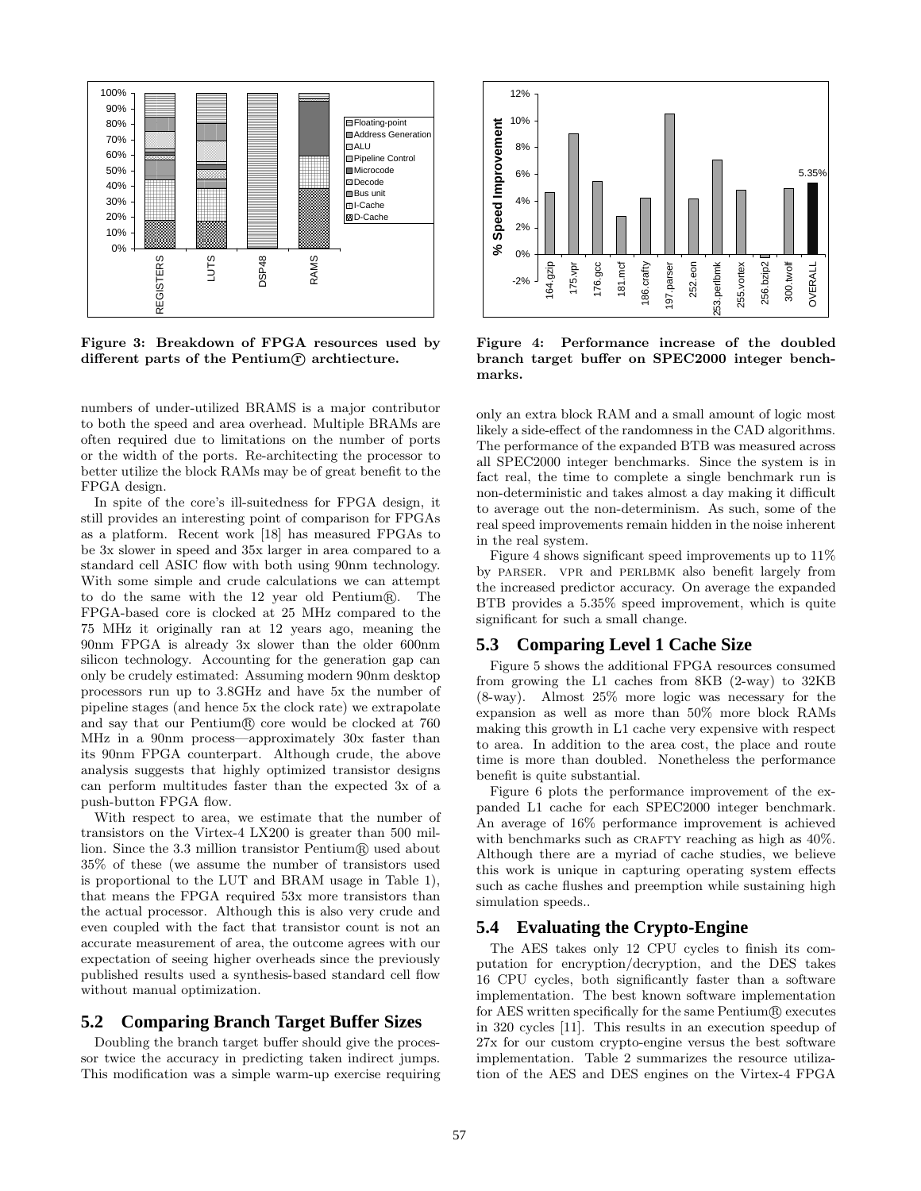Figure 3: Breakdown of FPGA resources used by different parts of the Pentium® archtiecture.

Figure 4: Performance increase of the doubled branch target buffer on SPEC2000 integer benchmarks.

numbers of under-utilized BRAMS is a major contributor to both the speed and area overhead. Multiple BRAMs are often required due to limitations on the number of ports or the width of the ports. Re-architecting the processor to better utilize the block RAMs may be of great benefit to the FPGA design.

In spite of the core's ill-suitedness for FPGA design, it still provides an interesting point of comparison for FPGAs as a platform. Recent work [18] has measured FPGAs to be 3x slower in speed and 35x larger in area compared to a standard cell ASIC flow with both using 90nm technology. With some simple and crude calculations we can attempt to do the same with the 12 year old Pentium®. The FPGA-based core is clocked at 25 MHz compared to the 75 MHz it originally ran at 12 years ago, meaning the 90nm FPGA is already 3x slower than the older 600nm silicon technology. Accounting for the generation gap can only be crudely estimated: Assuming modern 90nm desktop processors run up to 3.8GHz and have 5x the number of pipeline stages (and hence 5x the clock rate) we extrapolate and say that our Pentium® core would be clocked at 760 MHz in a 90nm process—approximately 30x faster than its 90nm FPGA counterpart. Although crude, the above analysis suggests that highly optimized transistor designs can perform multitudes faster than the expected 3x of a push-button FPGA flow.

With respect to area, we estimate that the number of transistors on the Virtex-4 LX200 is greater than 500 million. Since the 3.3 million transistor Pentium® used about 35% of these (we assume the number of transistors used is proportional to the LUT and BRAM usage in Table 1), that means the FPGA required 53x more transistors than the actual processor. Although this is also very crude and even coupled with the fact that transistor count is not an accurate measurement of area, the outcome agrees with our expectation of seeing higher overheads since the previously published results used a synthesis-based standard cell flow without manual optimization.

## 5.2 Comparing Branch Target Buffer Sizes

Doubling the branch target buffer should give the processor twice the accuracy in predicting taken indirect jumps. This modification was a simple warm-up exercise requiring only an extra block RAM and a small amount of logic most likely a side-effect of the randomness in the CAD algorithms. The performance of the expanded BTB was measured across all SPEC2000 integer benchmarks. Since the system is in fact real, the time to complete a single benchmark run is non-deterministic and takes almost a day making it difficult to average out the non-determinism. As such, some of the real speed improvements remain hidden in the noise inherent in the real system.

Figure 4 shows significant speed improvements up to 11% by PARSER. VPR and PERLBMK also benefit largely from the increased predictor accuracy. On average the expanded BTB provides a 5.35% speed improvement, which is quite significant for such a small change.

## 5.3 Comparing Level 1 Cache Size

Figure 5 shows the additional FPGA resources consumed from growing the L1 caches from 8KB (2-way) to 32KB (8-way). Almost 25% more logic was necessary for the expansion as well as more than 50% more block RAMs making this growth in L1 cache very expensive with respect to area. In addition to the area cost, the place and route time is more than doubled. Nonetheless the performance benefit is quite substantial.

Figure 6 plots the performance improvement of the expanded L1 cache for each SPEC2000 integer benchmark. An average of 16% performance improvement is achieved with benchmarks such as CRAFTY reaching as high as 40%. Although there are a myriad of cache studies, we believe this work is unique in capturing operating system effects such as cache flushes and preemption while sustaining high simulation speeds..

## 5.4 Evaluating the Crypto-Engine

The AES takes only 12 CPU cycles to finish its computation for encryption/decryption, and the DES takes 16 CPU cycles, both significantly faster than a software implementation. The best known software implementation for AES written specifically for the same Pentium® executes in 320 cycles [11]. This results in an execution speedup of 27x for our custom crypto-engine versus the best software implementation. Table 2 summarizes the resource utilization of the AES and DES engines on the Virtex-4 FPGA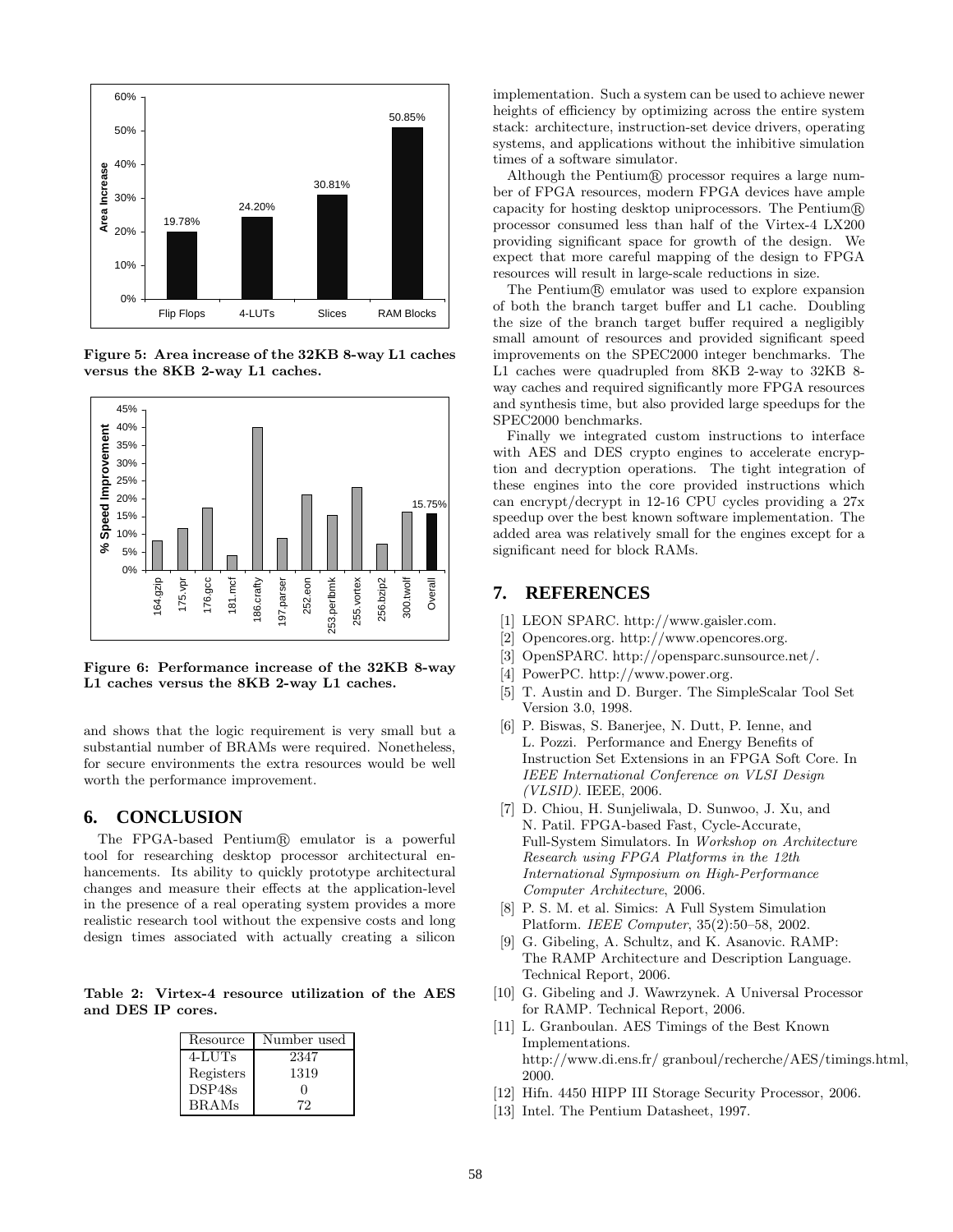Figure 5: Area increase of the 32KB 8-way L1 caches versus the 8KB 2-way L1 caches.

Figure 6: Performance increase of the 32KB 8-way L1 caches versus the 8KB 2-way L1 caches.

and shows that the logic requirement is very small but a substantial number of BRAMs were required. Nonetheless, for secure environments the extra resources would be well worth the performance improvement.

## 6. CONCLUSION

The FPGA-based Pentium® emulator is a powerful tool for researching desktop processor architectural enhancements. Its ability to quickly prototype architectural changes and measure their effects at the application-level in the presence of a real operating system provides a more realistic research tool without the expensive costs and long design times associated with actually creating a silicon implementation. Such a system can be used to achieve newer heights of efficiency by optimizing across the entire system stack: architecture, instruction-set device drivers, operating systems, and applications without the inhibitive simulation times of a software simulator.

Although the Pentium® processor requires a large number of FPGA resources, modern FPGA devices have ample capacity for hosting desktop uniprocessors. The Pentium® processor consumed less than half of the Virtex-4 LX200 providing significant space for growth of the design. We expect that more careful mapping of the design to FPGA resources will result in large-scale reductions in size.

The Pentium® emulator was used to explore expansion of both the branch target buffer and L1 cache. Doubling the size of the branch target buffer required a negligibly small amount of resources and provided significant speed improvements on the SPEC2000 integer benchmarks. The L1 caches were quadrupled from 8KB 2-way to 32KB 8-way caches and required significantly more FPGA resources and synthesis time, but also provided large speedups for the SPEC2000 benchmarks.

Finally we integrated custom instructions to interface with AES and DES crypto engines to accelerate encryption and decryption operations. The tight integration of these engines into the core provided instructions which can encrypt/decrypt in 12-16 CPU cycles providing a 27x speedup over the best known software implementation. The added area was relatively small for the engines except for a significant need for block RAMs.

**Table 2: Virtex-4 resource utilization of the AES and DES IP cores.**

| Resource | Number used |
|---|---|
| 4-LUTs | 2347 |
| Registers | 1319 |
| DSP48s | 0 |
| BRAMs | 72 |

## 7. REFERENCES

[1] LEON SPARC. http://www.gaisler.com.

[2] Opencores.org. http://www.opencores.org.

[3] OpenSPARC. http://opensparc.sunsource.net/.

[4] PowerPC. http://www.power.org.

[5] T. Austin and D. Burger. The SimpleScalar Tool Set Version 3.0, 1998.

[6] P. Biswas, S. Banerjee, N. Dutt, P. Ienne, and L. Pozzi. Performance and Energy Benefits of Instruction Set Extensions in an FPGA Soft Core. In *IEEE International Conference on VLSI Design (VLSID)*. IEEE, 2006.

[7] D. Chiou, H. Sunjeliwala, D. Sunwoo, J. Xu, and N. Patil. FPGA-based Fast, Cycle-Accurate, Full-System Simulators. In *Workshop on Architecture Research using FPGA Platforms in the 12th International Symposium on High-Performance Computer Architecture*, 2006.

[8] P. S. M. et al. Simics: A Full System Simulation Platform. *IEEE Computer*, 35(2):50–58, 2002.

[9] G. Gibeling, A. Schultz, and K. Asanovic. RAMP: The RAMP Architecture and Description Language. Technical Report, 2006.

[10] G. Gibeling and J. Wawrzynek. A Universal Processor for RAMP. Technical Report, 2006.

[11] L. Granboulan. AES Timings of the Best Known Implementations. http://www.di.ens.fr/ granboul/recherche/AES/timings.html, 2000.

[12] Hifn. 4450 HIPP III Storage Security Processor, 2006.

[13] Intel. The Pentium Datasheet, 1997.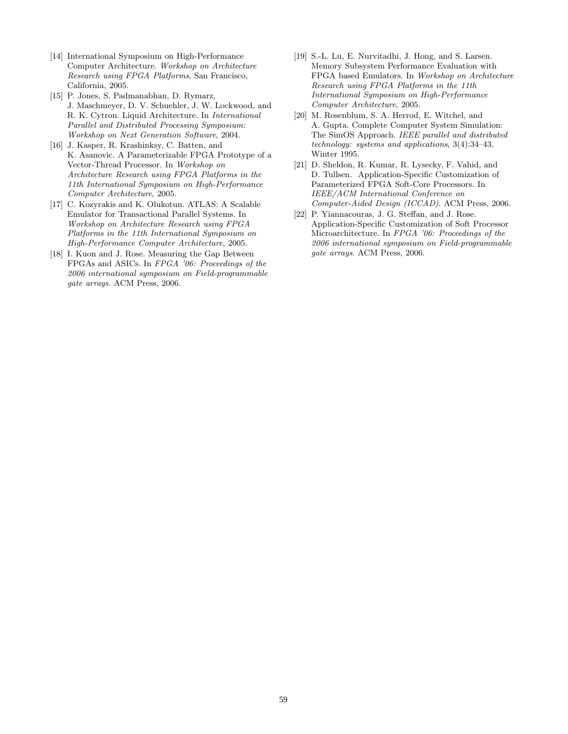[14] International Symposium on High-Performance Computer Architecture. *Workshop on Architecture Research using FPGA Platforms*, San Francisco, California, 2005.

[15] P. Jones, S. Padmanabhan, D. Rymarz, J. Maschmeyer, D. V. Schuehler, J. W. Lockwood, and R. K. Cytron. Liquid Architecture. In *International Parallel and Distributed Processing Symposium: Workshop on Next Generation Software*, 2004.

[16] J. Kasper, R. Krashinksy, C. Batten, and K. Asanovic. A Parameterizable FPGA Prototype of a Vector-Thread Processor. In *Workshop on Architecture Research using FPGA Platforms in the 11th International Symposium on High-Performance Computer Architecture*, 2005.

[17] C. Kozyrakis and K. Olukotun. ATLAS: A Scalable Emulator for Transactional Parallel Systems. In *Workshop on Architecture Research using FPGA Platforms in the 11th International Symposium on High-Performance Computer Architecture*, 2005.

[18] I. Kuon and J. Rose. Measuring the Gap Between FPGAs and ASICs. In *FPGA '06: Proceedings of the 2006 international symposium on Field-programmable gate arrays*. ACM Press, 2006.

[19] S.-L. Lu, E. Nurvitadhi, J. Hong, and S. Larsen. Memory Subsystem Performance Evaluation with FPGA based Emulators. In *Workshop on Architecture Research using FPGA Platforms in the 11th International Symposium on High-Performance Computer Architecture*, 2005.

[20] M. Rosenblum, S. A. Herrod, E. Witchel, and A. Gupta. Complete Computer System Simulation: The SimOS Approach. *IEEE parallel and distributed technology: systems and applications*, 3(4):34–43, Winter 1995.

[21] D. Sheldon, R. Kumar, R. Lysecky, F. Vahid, and D. Tullsen. Application-Specific Customization of Parameterized FPGA Soft-Core Processors. In *IEEE/ACM International Conference on Computer-Aided Design (ICCAD)*. ACM Press, 2006.

[22] P. Yiannacouras, J. G. Steffan, and J. Rose. Application-Specific Customization of Soft Processor Microarchitecture. In *FPGA '06: Proceedings of the 2006 international symposium on Field-programmable gate arrays*. ACM Press, 2006.